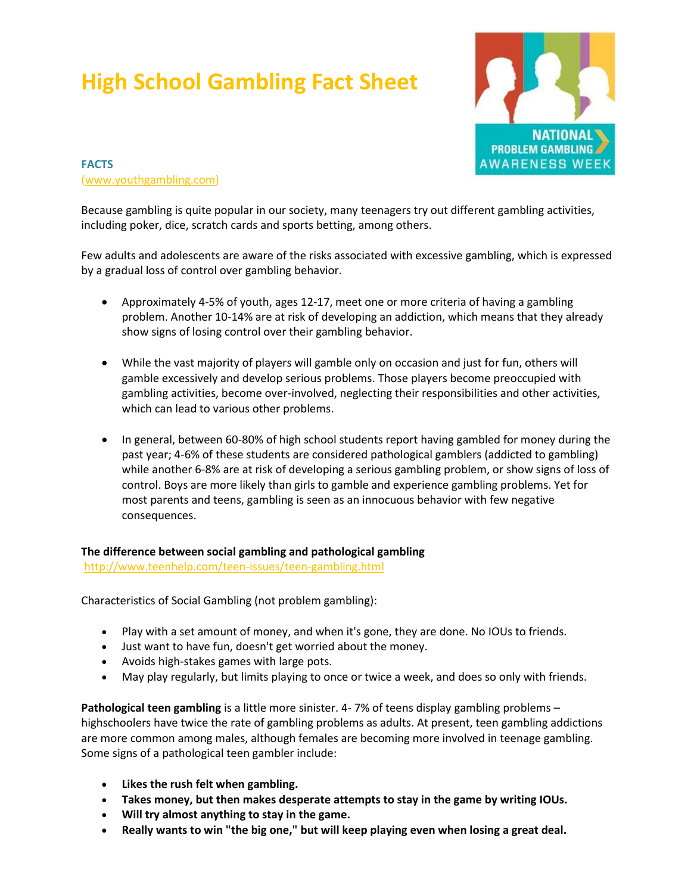# High School Gambling Fact Sheet

**FACTS**
(www.youthgambling.com)

Because gambling is quite popular in our society, many teenagers try out different gambling activities, including poker, dice, scratch cards and sports betting, among others.

Few adults and adolescents are aware of the risks associated with excessive gambling, which is expressed by a gradual loss of control over gambling behavior.

- Approximately 4-5% of youth, ages 12-17, meet one or more criteria of having a gambling problem. Another 10-14% are at risk of developing an addiction, which means that they already show signs of losing control over their gambling behavior.

- While the vast majority of players will gamble only on occasion and just for fun, others will gamble excessively and develop serious problems. Those players become preoccupied with gambling activities, become over-involved, neglecting their responsibilities and other activities, which can lead to various other problems.

- In general, between 60-80% of high school students report having gambled for money during the past year; 4-6% of these students are considered pathological gamblers (addicted to gambling) while another 6-8% are at risk of developing a serious gambling problem, or show signs of loss of control. Boys are more likely than girls to gamble and experience gambling problems. Yet for most parents and teens, gambling is seen as an innocuous behavior with few negative consequences.

**The difference between social gambling and pathological gambling**
http://www.teenhelp.com/teen-issues/teen-gambling.html

Characteristics of Social Gambling (not problem gambling):

- Play with a set amount of money, and when it's gone, they are done. No IOUs to friends.
- Just want to have fun, doesn't get worried about the money.
- Avoids high-stakes games with large pots.
- May play regularly, but limits playing to once or twice a week, and does so only with friends.

**Pathological teen gambling** is a little more sinister. 4- 7% of teens display gambling problems – highschoolers have twice the rate of gambling problems as adults. At present, teen gambling addictions are more common among males, although females are becoming more involved in teenage gambling. Some signs of a pathological teen gambler include:

- **Likes the rush felt when gambling.**
- **Takes money, but then makes desperate attempts to stay in the game by writing IOUs.**
- **Will try almost anything to stay in the game.**
- **Really wants to win "the big one," but will keep playing even when losing a great deal.**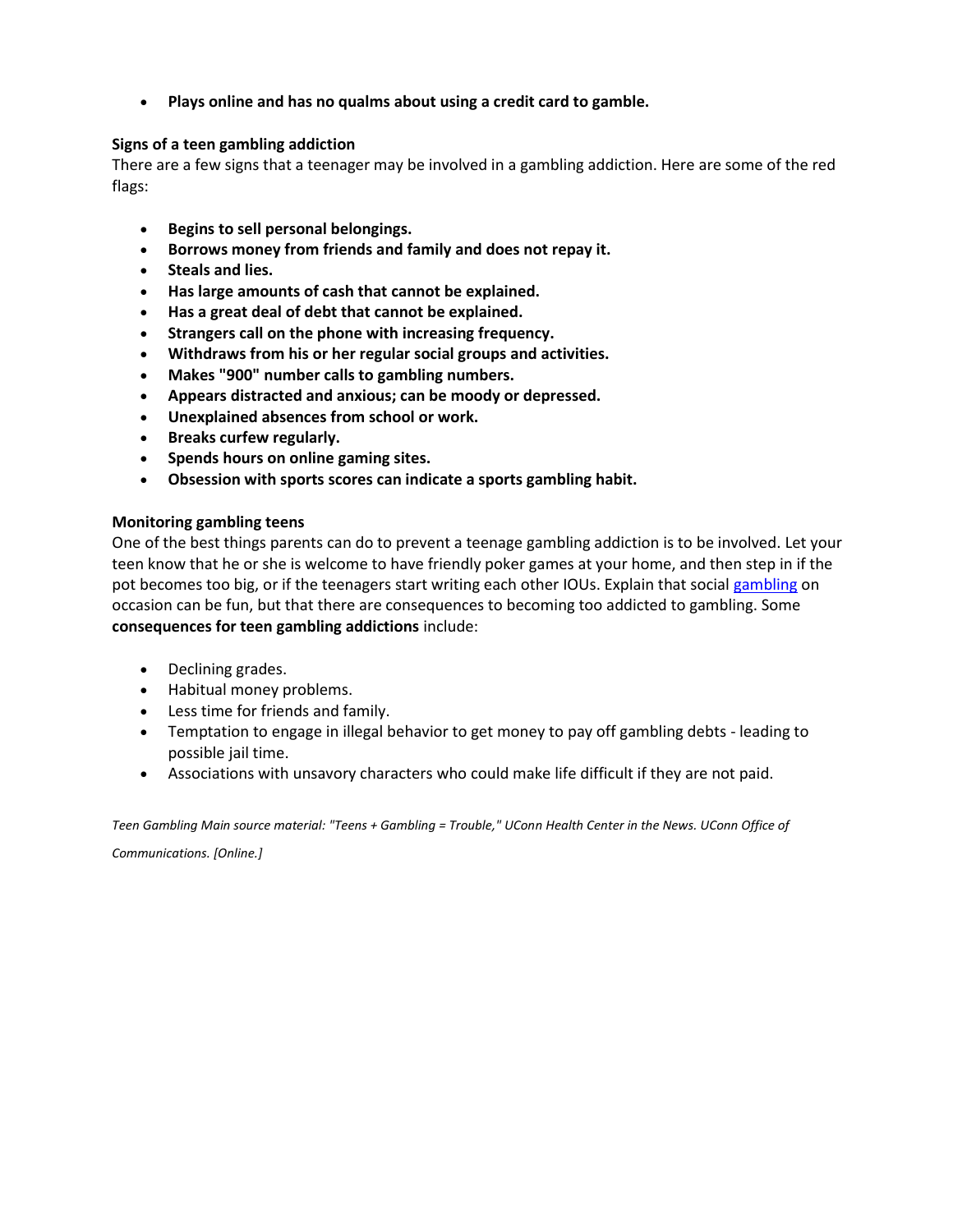- **Plays online and has no qualms about using a credit card to gamble.**

**Signs of a teen gambling addiction**

There are a few signs that a teenager may be involved in a gambling addiction. Here are some of the red flags:

- **Begins to sell personal belongings.**
- **Borrows money from friends and family and does not repay it.**
- **Steals and lies.**
- **Has large amounts of cash that cannot be explained.**
- **Has a great deal of debt that cannot be explained.**
- **Strangers call on the phone with increasing frequency.**
- **Withdraws from his or her regular social groups and activities.**
- **Makes "900" number calls to gambling numbers.**
- **Appears distracted and anxious; can be moody or depressed.**
- **Unexplained absences from school or work.**
- **Breaks curfew regularly.**
- **Spends hours on online gaming sites.**
- **Obsession with sports scores can indicate a sports gambling habit.**

**Monitoring gambling teens**

One of the best things parents can do to prevent a teenage gambling addiction is to be involved. Let your teen know that he or she is welcome to have friendly poker games at your home, and then step in if the pot becomes too big, or if the teenagers start writing each other IOUs. Explain that social gambling on occasion can be fun, but that there are consequences to becoming too addicted to gambling. Some **consequences for teen gambling addictions** include:

- Declining grades.
- Habitual money problems.
- Less time for friends and family.
- Temptation to engage in illegal behavior to get money to pay off gambling debts - leading to possible jail time.
- Associations with unsavory characters who could make life difficult if they are not paid.

*Teen Gambling Main source material: "Teens + Gambling = Trouble," UConn Health Center in the News. UConn Office of Communications. [Online.]*